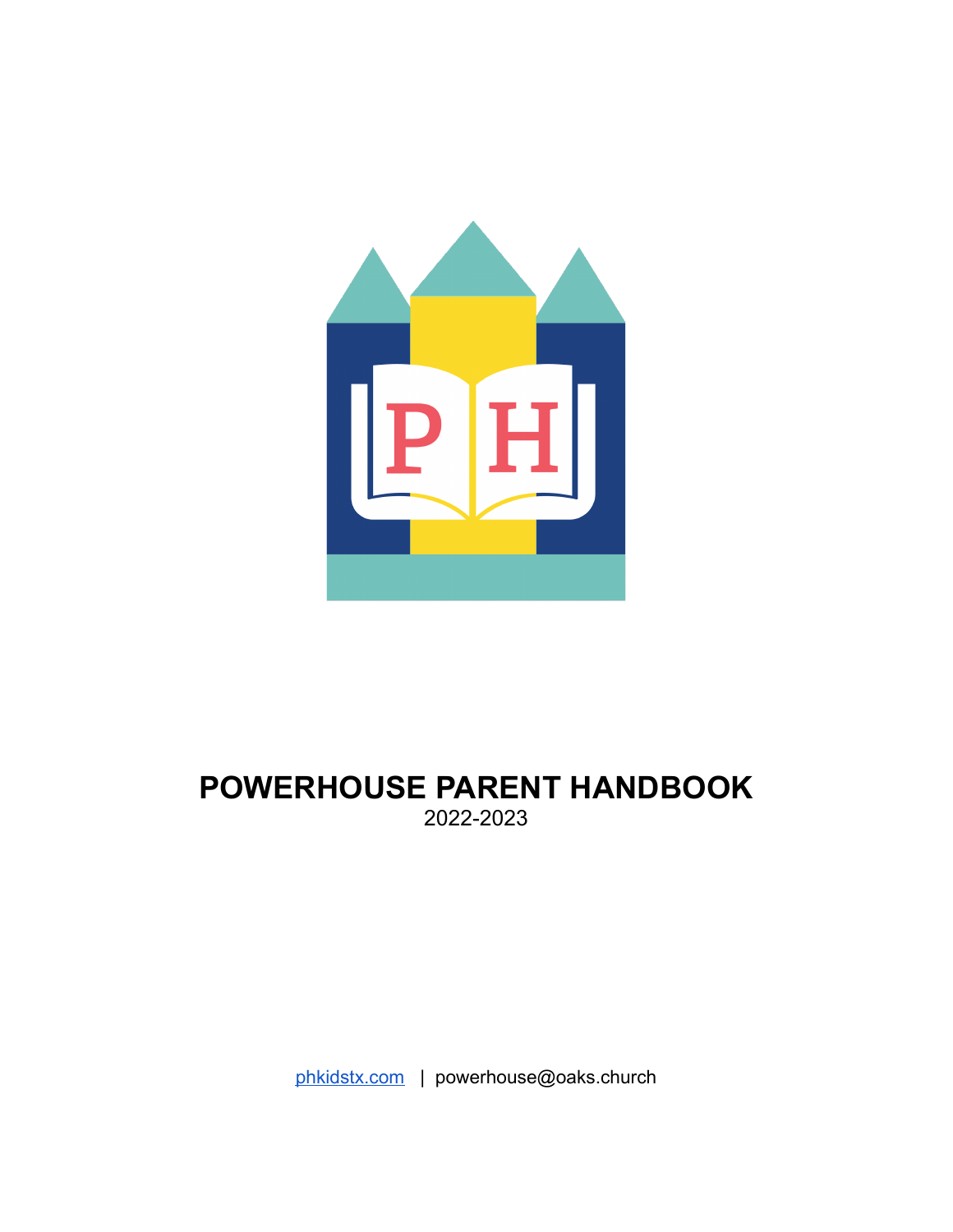# POWERHOUSE PARENT HANDBOOK

2022-2023

phkidstx.com | powerhouse@oaks.church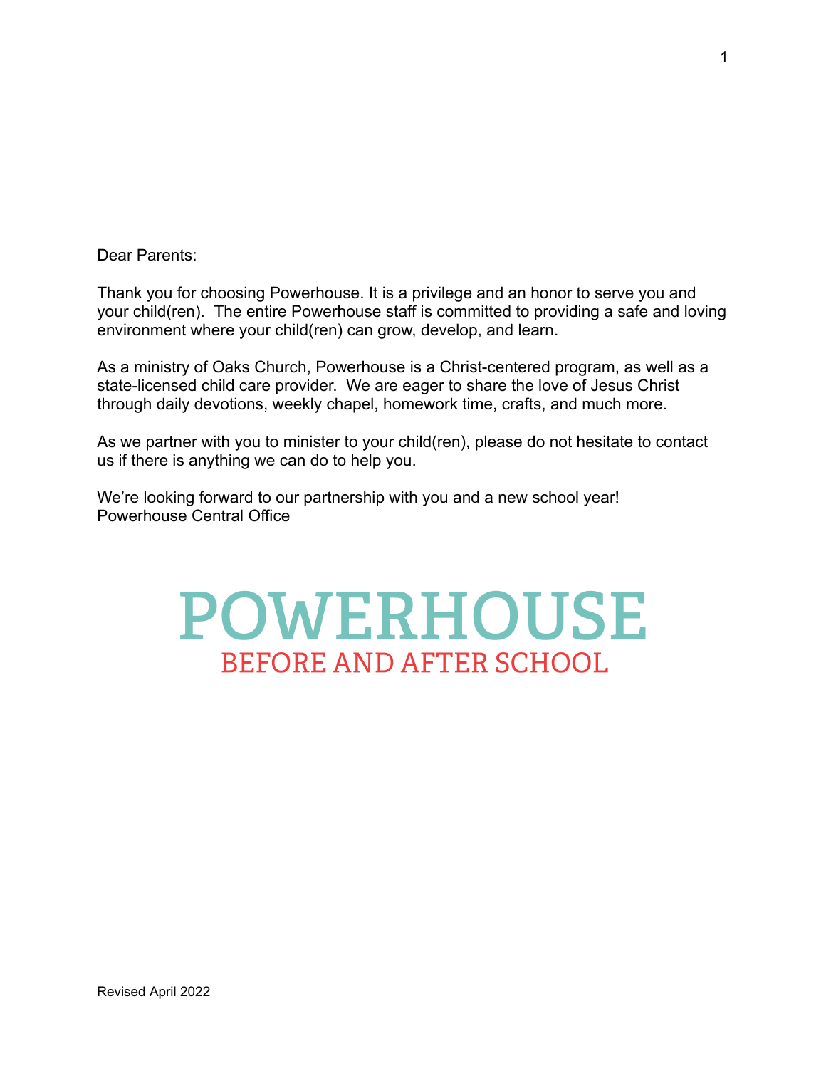Dear Parents:

Thank you for choosing Powerhouse. It is a privilege and an honor to serve you and your child(ren). The entire Powerhouse staff is committed to providing a safe and loving environment where your child(ren) can grow, develop, and learn.

As a ministry of Oaks Church, Powerhouse is a Christ-centered program, as well as a state-licensed child care provider. We are eager to share the love of Jesus Christ through daily devotions, weekly chapel, homework time, crafts, and much more.

As we partner with you to minister to your child(ren), please do not hesitate to contact us if there is anything we can do to help you.

We're looking forward to our partnership with you and a new school year!
Powerhouse Central Office

# POWERHOUSE
## BEFORE AND AFTER SCHOOL

Revised April 2022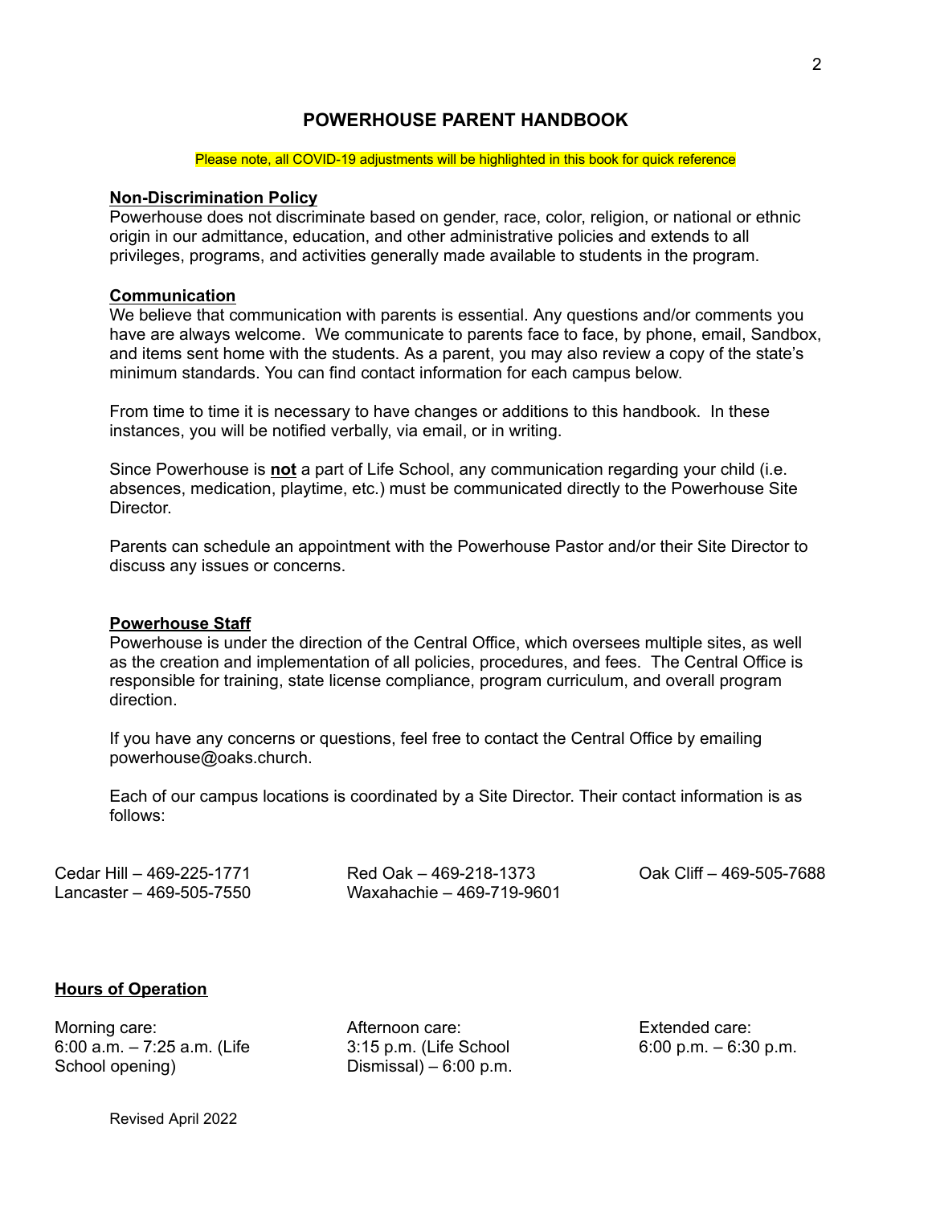# POWERHOUSE PARENT HANDBOOK

Please note, all COVID-19 adjustments will be highlighted in this book for quick reference

## Non-Discrimination Policy

Powerhouse does not discriminate based on gender, race, color, religion, or national or ethnic origin in our admittance, education, and other administrative policies and extends to all privileges, programs, and activities generally made available to students in the program.

## Communication

We believe that communication with parents is essential. Any questions and/or comments you have are always welcome. We communicate to parents face to face, by phone, email, Sandbox, and items sent home with the students. As a parent, you may also review a copy of the state's minimum standards. You can find contact information for each campus below.

From time to time it is necessary to have changes or additions to this handbook. In these instances, you will be notified verbally, via email, or in writing.

Since Powerhouse is **not** a part of Life School, any communication regarding your child (i.e. absences, medication, playtime, etc.) must be communicated directly to the Powerhouse Site Director.

Parents can schedule an appointment with the Powerhouse Pastor and/or their Site Director to discuss any issues or concerns.

## Powerhouse Staff

Powerhouse is under the direction of the Central Office, which oversees multiple sites, as well as the creation and implementation of all policies, procedures, and fees. The Central Office is responsible for training, state license compliance, program curriculum, and overall program direction.

If you have any concerns or questions, feel free to contact the Central Office by emailing powerhouse@oaks.church.

Each of our campus locations is coordinated by a Site Director. Their contact information is as follows:

- Cedar Hill – 469-225-1771
- Lancaster – 469-505-7550
- Red Oak – 469-218-1373
- Waxahachie – 469-719-9601
- Oak Cliff – 469-505-7688

## Hours of Operation

- Morning care: 6:00 a.m. – 7:25 a.m. (Life School opening)
- Afternoon care: 3:15 p.m. (Life School Dismissal) – 6:00 p.m.
- Extended care: 6:00 p.m. – 6:30 p.m.

Revised April 2022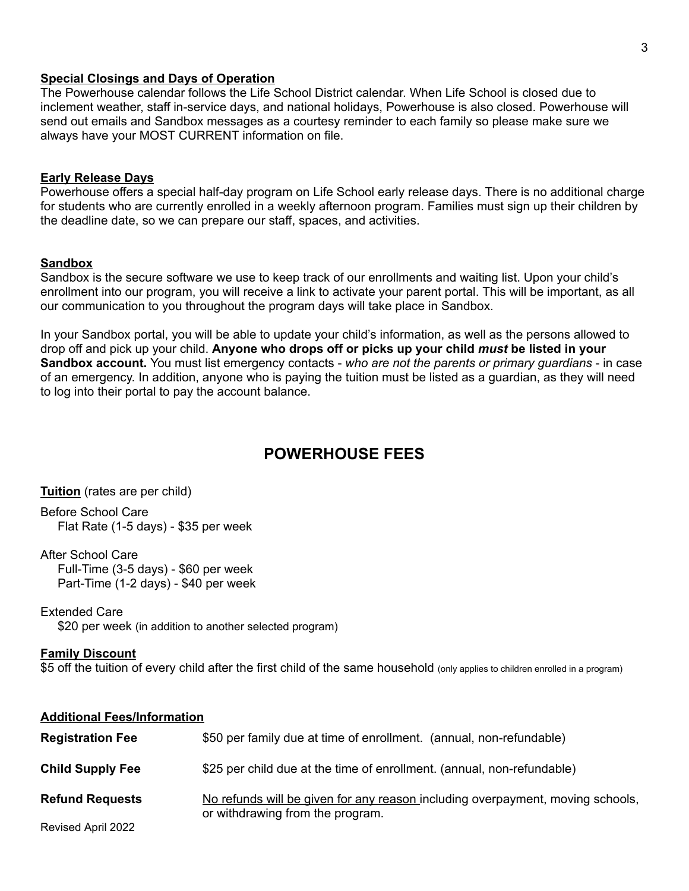**Special Closings and Days of Operation**

The Powerhouse calendar follows the Life School District calendar. When Life School is closed due to inclement weather, staff in-service days, and national holidays, Powerhouse is also closed. Powerhouse will send out emails and Sandbox messages as a courtesy reminder to each family so please make sure we always have your MOST CURRENT information on file.

**Early Release Days**

Powerhouse offers a special half-day program on Life School early release days. There is no additional charge for students who are currently enrolled in a weekly afternoon program. Families must sign up their children by the deadline date, so we can prepare our staff, spaces, and activities.

**Sandbox**

Sandbox is the secure software we use to keep track of our enrollments and waiting list. Upon your child's enrollment into our program, you will receive a link to activate your parent portal. This will be important, as all our communication to you throughout the program days will take place in Sandbox.

In your Sandbox portal, you will be able to update your child's information, as well as the persons allowed to drop off and pick up your child. **Anyone who drops off or picks up your child *must* be listed in your Sandbox account.** You must list emergency contacts - *who are not the parents or primary guardians* - in case of an emergency. In addition, anyone who is paying the tuition must be listed as a guardian, as they will need to log into their portal to pay the account balance.

## POWERHOUSE FEES

**Tuition** (rates are per child)

Before School Care
- Flat Rate (1-5 days) - $35 per week

After School Care
- Full-Time (3-5 days) - $60 per week
- Part-Time (1-2 days) - $40 per week

Extended Care
- $20 per week (in addition to another selected program)

**Family Discount**

$5 off the tuition of every child after the first child of the same household (only applies to children enrolled in a program)

**Additional Fees/Information**

| | |
|---|---|
| **Registration Fee** | $50 per family due at time of enrollment. (annual, non-refundable) |
| **Child Supply Fee** | $25 per child due at the time of enrollment. (annual, non-refundable) |
| **Refund Requests** | No refunds will be given for any reason including overpayment, moving schools, or withdrawing from the program. |

Revised April 2022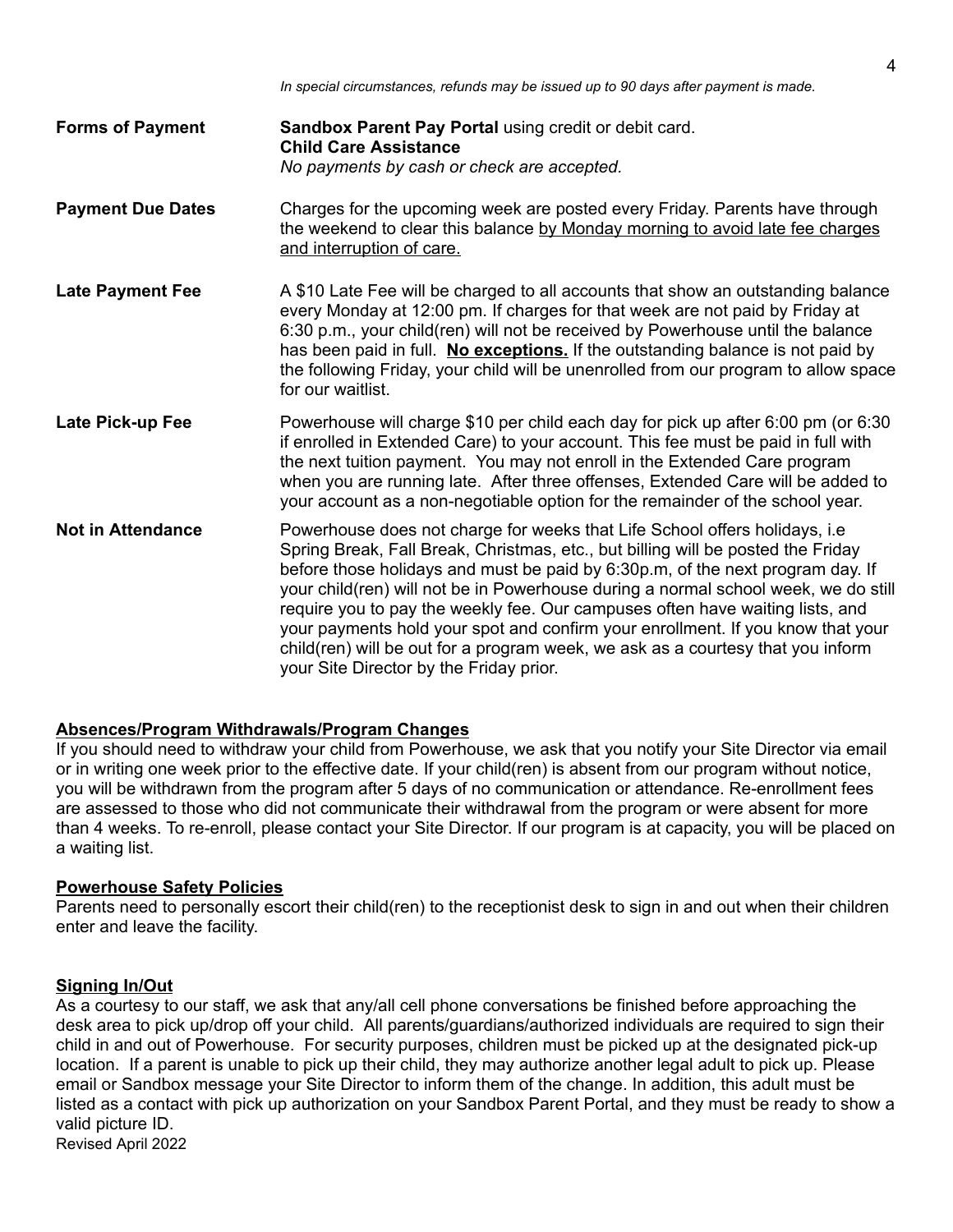*In special circumstances, refunds may be issued up to 90 days after payment is made.*

| | |
|---|---|
| **Forms of Payment** | **Sandbox Parent Pay Portal** using credit or debit card.<br>**Child Care Assistance**<br>*No payments by cash or check are accepted.* |
| **Payment Due Dates** | Charges for the upcoming week are posted every Friday. Parents have through the weekend to clear this balance by Monday morning to avoid late fee charges and interruption of care. |
| **Late Payment Fee** | A $10 Late Fee will be charged to all accounts that show an outstanding balance every Monday at 12:00 pm. If charges for that week are not paid by Friday at 6:30 p.m., your child(ren) will not be received by Powerhouse until the balance has been paid in full. **No exceptions.** If the outstanding balance is not paid by the following Friday, your child will be unenrolled from our program to allow space for our waitlist. |
| **Late Pick-up Fee** | Powerhouse will charge $10 per child each day for pick up after 6:00 pm (or 6:30 if enrolled in Extended Care) to your account. This fee must be paid in full with the next tuition payment. You may not enroll in the Extended Care program when you are running late. After three offenses, Extended Care will be added to your account as a non-negotiable option for the remainder of the school year. |
| **Not in Attendance** | Powerhouse does not charge for weeks that Life School offers holidays, i.e Spring Break, Fall Break, Christmas, etc., but billing will be posted the Friday before those holidays and must be paid by 6:30p.m, of the next program day. If your child(ren) will not be in Powerhouse during a normal school week, we do still require you to pay the weekly fee. Our campuses often have waiting lists, and your payments hold your spot and confirm your enrollment. If you know that your child(ren) will be out for a program week, we ask as a courtesy that you inform your Site Director by the Friday prior. |

## Absences/Program Withdrawals/Program Changes

If you should need to withdraw your child from Powerhouse, we ask that you notify your Site Director via email or in writing one week prior to the effective date. If your child(ren) is absent from our program without notice, you will be withdrawn from the program after 5 days of no communication or attendance. Re-enrollment fees are assessed to those who did not communicate their withdrawal from the program or were absent for more than 4 weeks. To re-enroll, please contact your Site Director. If our program is at capacity, you will be placed on a waiting list.

## Powerhouse Safety Policies

Parents need to personally escort their child(ren) to the receptionist desk to sign in and out when their children enter and leave the facility.

## Signing In/Out

As a courtesy to our staff, we ask that any/all cell phone conversations be finished before approaching the desk area to pick up/drop off your child. All parents/guardians/authorized individuals are required to sign their child in and out of Powerhouse. For security purposes, children must be picked up at the designated pick-up location. If a parent is unable to pick up their child, they may authorize another legal adult to pick up. Please email or Sandbox message your Site Director to inform them of the change. In addition, this adult must be listed as a contact with pick up authorization on your Sandbox Parent Portal, and they must be ready to show a valid picture ID.

Revised April 2022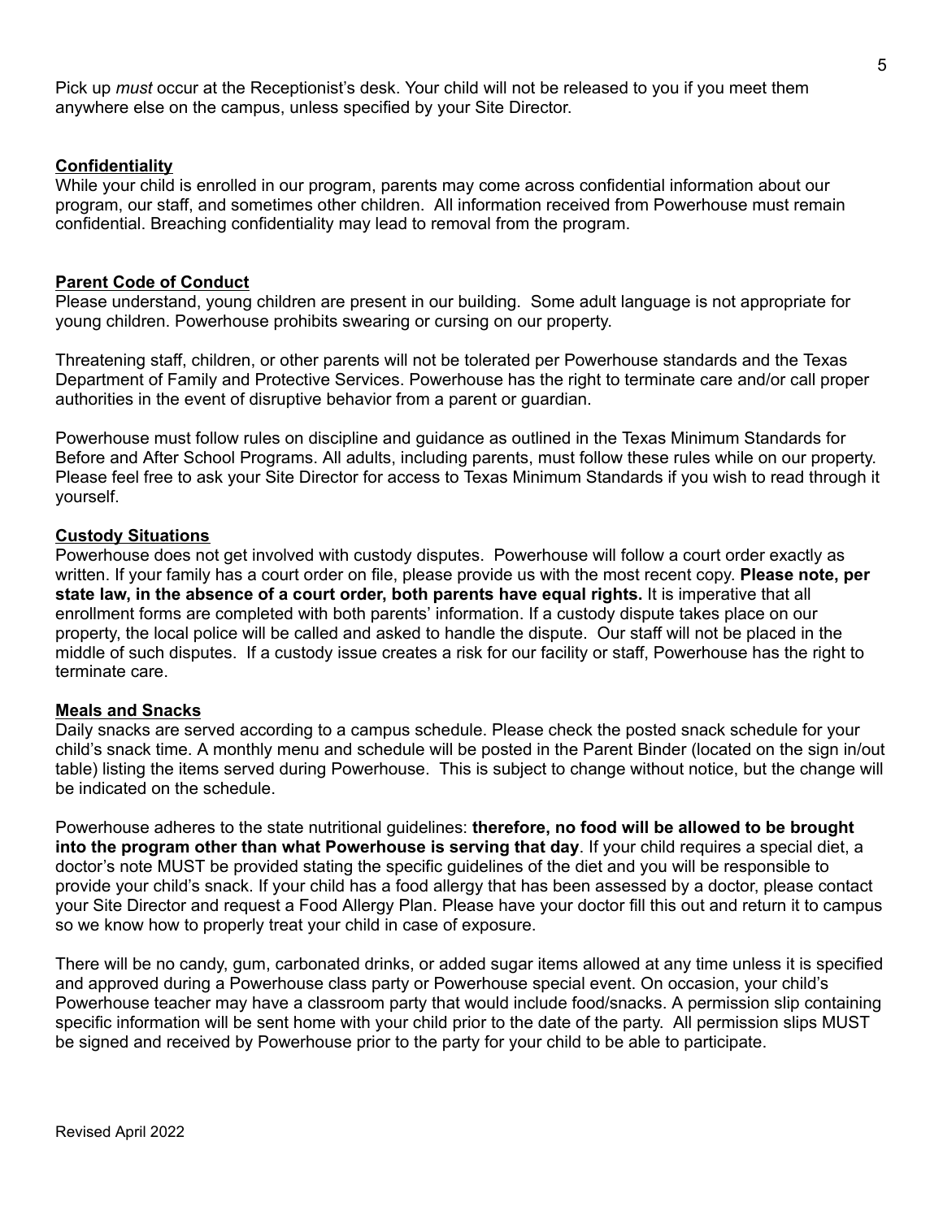Pick up *must* occur at the Receptionist's desk. Your child will not be released to you if you meet them anywhere else on the campus, unless specified by your Site Director.

## Confidentiality

While your child is enrolled in our program, parents may come across confidential information about our program, our staff, and sometimes other children. All information received from Powerhouse must remain confidential. Breaching confidentiality may lead to removal from the program.

## Parent Code of Conduct

Please understand, young children are present in our building. Some adult language is not appropriate for young children. Powerhouse prohibits swearing or cursing on our property.

Threatening staff, children, or other parents will not be tolerated per Powerhouse standards and the Texas Department of Family and Protective Services. Powerhouse has the right to terminate care and/or call proper authorities in the event of disruptive behavior from a parent or guardian.

Powerhouse must follow rules on discipline and guidance as outlined in the Texas Minimum Standards for Before and After School Programs. All adults, including parents, must follow these rules while on our property. Please feel free to ask your Site Director for access to Texas Minimum Standards if you wish to read through it yourself.

## Custody Situations

Powerhouse does not get involved with custody disputes. Powerhouse will follow a court order exactly as written. If your family has a court order on file, please provide us with the most recent copy. **Please note, per state law, in the absence of a court order, both parents have equal rights.** It is imperative that all enrollment forms are completed with both parents' information. If a custody dispute takes place on our property, the local police will be called and asked to handle the dispute. Our staff will not be placed in the middle of such disputes. If a custody issue creates a risk for our facility or staff, Powerhouse has the right to terminate care.

## Meals and Snacks

Daily snacks are served according to a campus schedule. Please check the posted snack schedule for your child's snack time. A monthly menu and schedule will be posted in the Parent Binder (located on the sign in/out table) listing the items served during Powerhouse. This is subject to change without notice, but the change will be indicated on the schedule.

Powerhouse adheres to the state nutritional guidelines: **therefore, no food will be allowed to be brought into the program other than what Powerhouse is serving that day**. If your child requires a special diet, a doctor's note MUST be provided stating the specific guidelines of the diet and you will be responsible to provide your child's snack. If your child has a food allergy that has been assessed by a doctor, please contact your Site Director and request a Food Allergy Plan. Please have your doctor fill this out and return it to campus so we know how to properly treat your child in case of exposure.

There will be no candy, gum, carbonated drinks, or added sugar items allowed at any time unless it is specified and approved during a Powerhouse class party or Powerhouse special event. On occasion, your child's Powerhouse teacher may have a classroom party that would include food/snacks. A permission slip containing specific information will be sent home with your child prior to the date of the party. All permission slips MUST be signed and received by Powerhouse prior to the party for your child to be able to participate.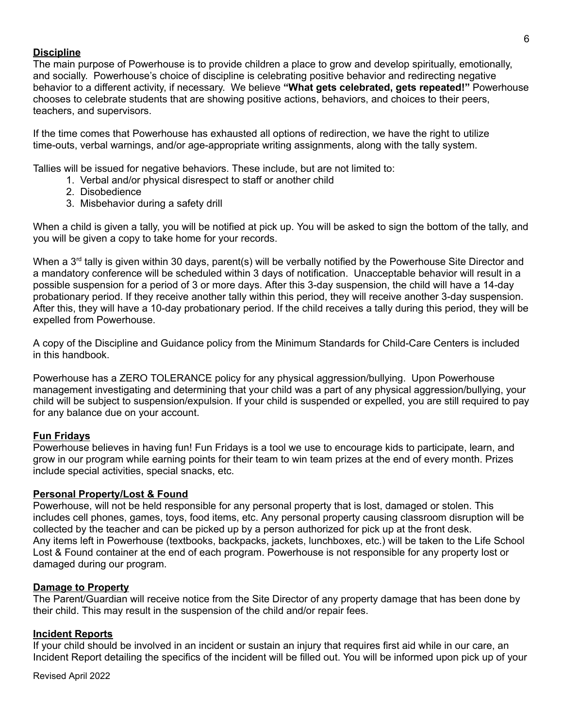## Discipline

The main purpose of Powerhouse is to provide children a place to grow and develop spiritually, emotionally, and socially. Powerhouse's choice of discipline is celebrating positive behavior and redirecting negative behavior to a different activity, if necessary. We believe **"What gets celebrated, gets repeated!"** Powerhouse chooses to celebrate students that are showing positive actions, behaviors, and choices to their peers, teachers, and supervisors.

If the time comes that Powerhouse has exhausted all options of redirection, we have the right to utilize time-outs, verbal warnings, and/or age-appropriate writing assignments, along with the tally system.

Tallies will be issued for negative behaviors. These include, but are not limited to:

1. Verbal and/or physical disrespect to staff or another child
2. Disobedience
3. Misbehavior during a safety drill

When a child is given a tally, you will be notified at pick up. You will be asked to sign the bottom of the tally, and you will be given a copy to take home for your records.

When a 3rd tally is given within 30 days, parent(s) will be verbally notified by the Powerhouse Site Director and a mandatory conference will be scheduled within 3 days of notification. Unacceptable behavior will result in a possible suspension for a period of 3 or more days. After this 3-day suspension, the child will have a 14-day probationary period. If they receive another tally within this period, they will receive another 3-day suspension. After this, they will have a 10-day probationary period. If the child receives a tally during this period, they will be expelled from Powerhouse.

A copy of the Discipline and Guidance policy from the Minimum Standards for Child-Care Centers is included in this handbook.

Powerhouse has a ZERO TOLERANCE policy for any physical aggression/bullying. Upon Powerhouse management investigating and determining that your child was a part of any physical aggression/bullying, your child will be subject to suspension/expulsion. If your child is suspended or expelled, you are still required to pay for any balance due on your account.

## Fun Fridays

Powerhouse believes in having fun! Fun Fridays is a tool we use to encourage kids to participate, learn, and grow in our program while earning points for their team to win team prizes at the end of every month. Prizes include special activities, special snacks, etc.

## Personal Property/Lost & Found

Powerhouse, will not be held responsible for any personal property that is lost, damaged or stolen. This includes cell phones, games, toys, food items, etc. Any personal property causing classroom disruption will be collected by the teacher and can be picked up by a person authorized for pick up at the front desk.
Any items left in Powerhouse (textbooks, backpacks, jackets, lunchboxes, etc.) will be taken to the Life School Lost & Found container at the end of each program. Powerhouse is not responsible for any property lost or damaged during our program.

## Damage to Property

The Parent/Guardian will receive notice from the Site Director of any property damage that has been done by their child. This may result in the suspension of the child and/or repair fees.

## Incident Reports

If your child should be involved in an incident or sustain an injury that requires first aid while in our care, an Incident Report detailing the specifics of the incident will be filled out. You will be informed upon pick up of your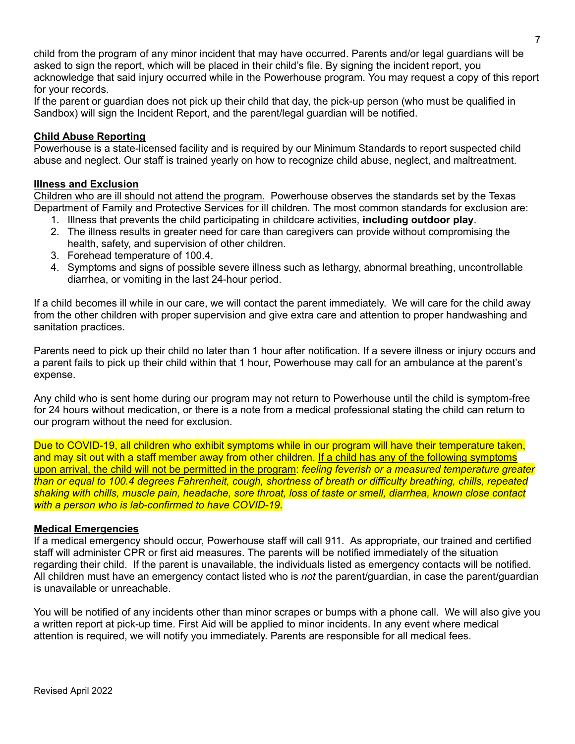child from the program of any minor incident that may have occurred. Parents and/or legal guardians will be asked to sign the report, which will be placed in their child's file. By signing the incident report, you acknowledge that said injury occurred while in the Powerhouse program. You may request a copy of this report for your records.
If the parent or guardian does not pick up their child that day, the pick-up person (who must be qualified in Sandbox) will sign the Incident Report, and the parent/legal guardian will be notified.

**Child Abuse Reporting**

Powerhouse is a state-licensed facility and is required by our Minimum Standards to report suspected child abuse and neglect. Our staff is trained yearly on how to recognize child abuse, neglect, and maltreatment.

**Illness and Exclusion**

Children who are ill should not attend the program. Powerhouse observes the standards set by the Texas Department of Family and Protective Services for ill children. The most common standards for exclusion are:

1. Illness that prevents the child participating in childcare activities, **including outdoor play**.
2. The illness results in greater need for care than caregivers can provide without compromising the health, safety, and supervision of other children.
3. Forehead temperature of 100.4.
4. Symptoms and signs of possible severe illness such as lethargy, abnormal breathing, uncontrollable diarrhea, or vomiting in the last 24-hour period.

If a child becomes ill while in our care, we will contact the parent immediately. We will care for the child away from the other children with proper supervision and give extra care and attention to proper handwashing and sanitation practices.

Parents need to pick up their child no later than 1 hour after notification. If a severe illness or injury occurs and a parent fails to pick up their child within that 1 hour, Powerhouse may call for an ambulance at the parent's expense.

Any child who is sent home during our program may not return to Powerhouse until the child is symptom-free for 24 hours without medication, or there is a note from a medical professional stating the child can return to our program without the need for exclusion.

Due to COVID-19, all children who exhibit symptoms while in our program will have their temperature taken, and may sit out with a staff member away from other children. If a child has any of the following symptoms upon arrival, the child will not be permitted in the program: *feeling feverish or a measured temperature greater than or equal to 100.4 degrees Fahrenheit, cough, shortness of breath or difficulty breathing, chills, repeated shaking with chills, muscle pain, headache, sore throat, loss of taste or smell, diarrhea, known close contact with a person who is lab-confirmed to have COVID-19.*

**Medical Emergencies**

If a medical emergency should occur, Powerhouse staff will call 911. As appropriate, our trained and certified staff will administer CPR or first aid measures. The parents will be notified immediately of the situation regarding their child. If the parent is unavailable, the individuals listed as emergency contacts will be notified. All children must have an emergency contact listed who is *not* the parent/guardian, in case the parent/guardian is unavailable or unreachable.

You will be notified of any incidents other than minor scrapes or bumps with a phone call. We will also give you a written report at pick-up time. First Aid will be applied to minor incidents. In any event where medical attention is required, we will notify you immediately. Parents are responsible for all medical fees.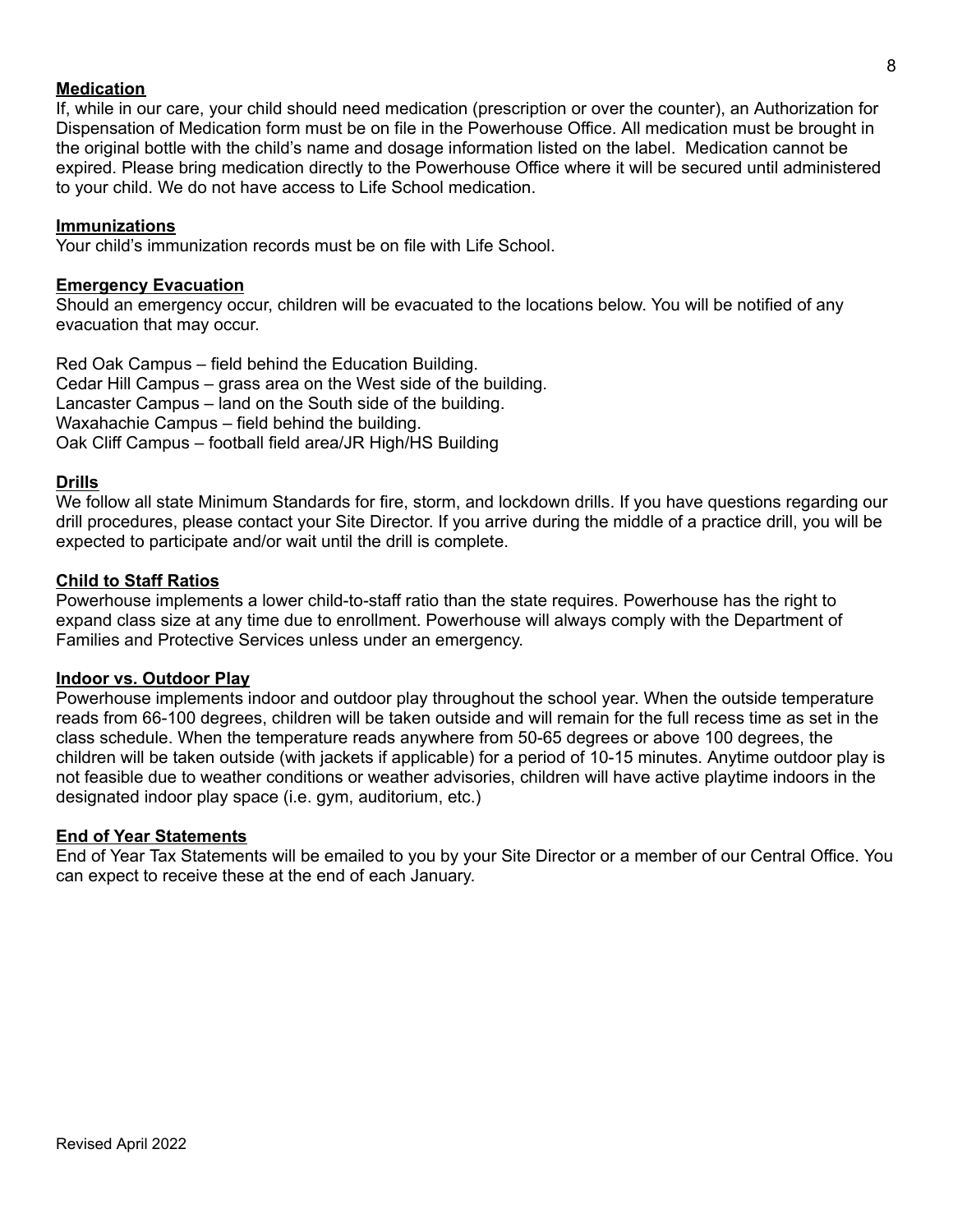**Medication**

If, while in our care, your child should need medication (prescription or over the counter), an Authorization for Dispensation of Medication form must be on file in the Powerhouse Office. All medication must be brought in the original bottle with the child's name and dosage information listed on the label. Medication cannot be expired. Please bring medication directly to the Powerhouse Office where it will be secured until administered to your child. We do not have access to Life School medication.

**Immunizations**

Your child's immunization records must be on file with Life School.

**Emergency Evacuation**

Should an emergency occur, children will be evacuated to the locations below. You will be notified of any evacuation that may occur.

Red Oak Campus – field behind the Education Building.
Cedar Hill Campus – grass area on the West side of the building.
Lancaster Campus – land on the South side of the building.
Waxahachie Campus – field behind the building.
Oak Cliff Campus – football field area/JR High/HS Building

**Drills**

We follow all state Minimum Standards for fire, storm, and lockdown drills. If you have questions regarding our drill procedures, please contact your Site Director. If you arrive during the middle of a practice drill, you will be expected to participate and/or wait until the drill is complete.

**Child to Staff Ratios**

Powerhouse implements a lower child-to-staff ratio than the state requires. Powerhouse has the right to expand class size at any time due to enrollment. Powerhouse will always comply with the Department of Families and Protective Services unless under an emergency.

**Indoor vs. Outdoor Play**

Powerhouse implements indoor and outdoor play throughout the school year. When the outside temperature reads from 66-100 degrees, children will be taken outside and will remain for the full recess time as set in the class schedule. When the temperature reads anywhere from 50-65 degrees or above 100 degrees, the children will be taken outside (with jackets if applicable) for a period of 10-15 minutes. Anytime outdoor play is not feasible due to weather conditions or weather advisories, children will have active playtime indoors in the designated indoor play space (i.e. gym, auditorium, etc.)

**End of Year Statements**

End of Year Tax Statements will be emailed to you by your Site Director or a member of our Central Office. You can expect to receive these at the end of each January.

Revised April 2022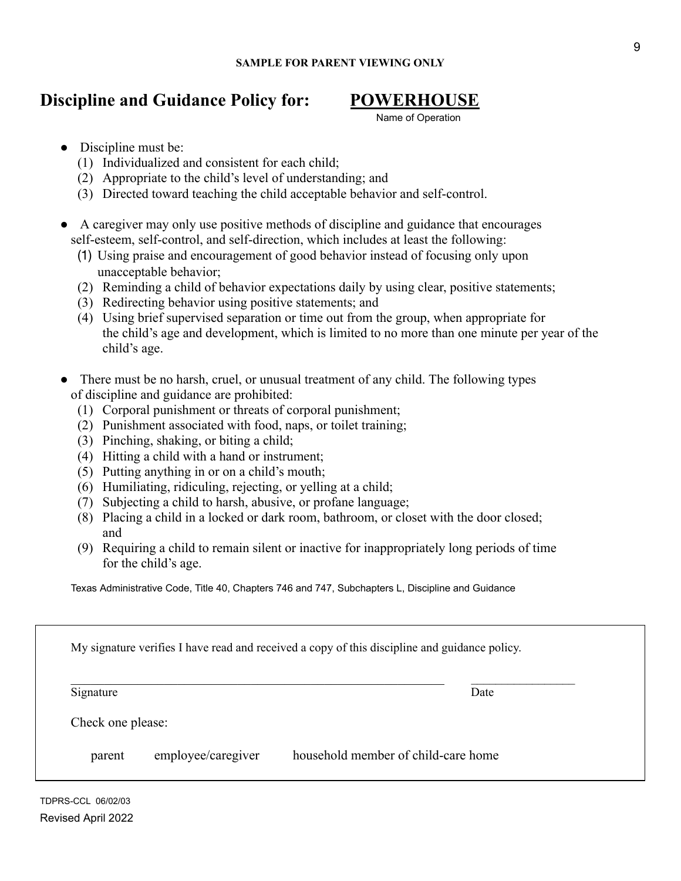**SAMPLE FOR PARENT VIEWING ONLY**

# Discipline and Guidance Policy for: POWERHOUSE

Name of Operation

- Discipline must be:
  1. Individualized and consistent for each child;
  2. Appropriate to the child's level of understanding; and
  3. Directed toward teaching the child acceptable behavior and self-control.

- A caregiver may only use positive methods of discipline and guidance that encourages self-esteem, self-control, and self-direction, which includes at least the following:
  1. Using praise and encouragement of good behavior instead of focusing only upon unacceptable behavior;
  2. Reminding a child of behavior expectations daily by using clear, positive statements;
  3. Redirecting behavior using positive statements; and
  4. Using brief supervised separation or time out from the group, when appropriate for the child's age and development, which is limited to no more than one minute per year of the child's age.

- There must be no harsh, cruel, or unusual treatment of any child. The following types of discipline and guidance are prohibited:
  1. Corporal punishment or threats of corporal punishment;
  2. Punishment associated with food, naps, or toilet training;
  3. Pinching, shaking, or biting a child;
  4. Hitting a child with a hand or instrument;
  5. Putting anything in or on a child's mouth;
  6. Humiliating, ridiculing, rejecting, or yelling at a child;
  7. Subjecting a child to harsh, abusive, or profane language;
  8. Placing a child in a locked or dark room, bathroom, or closet with the door closed; and
  9. Requiring a child to remain silent or inactive for inappropriately long periods of time for the child's age.

Texas Administrative Code, Title 40, Chapters 746 and 747, Subchapters L, Discipline and Guidance

---

My signature verifies I have read and received a copy of this discipline and guidance policy.

\_\_\_\_\_\_\_\_\_\_\_\_\_\_\_\_\_\_\_\_\_\_\_\_\_\_\_\_\_\_\_\_\_\_\_\_\_\_\_\_\_\_\_\_\_\_\_\_\_\_\_\_ \_\_\_\_\_\_\_\_\_\_\_\_\_\_\_\_\_\_
Signature Date

Check one please:

parent employee/caregiver household member of child-care home

---

TDPRS-CCL 06/02/03
Revised April 2022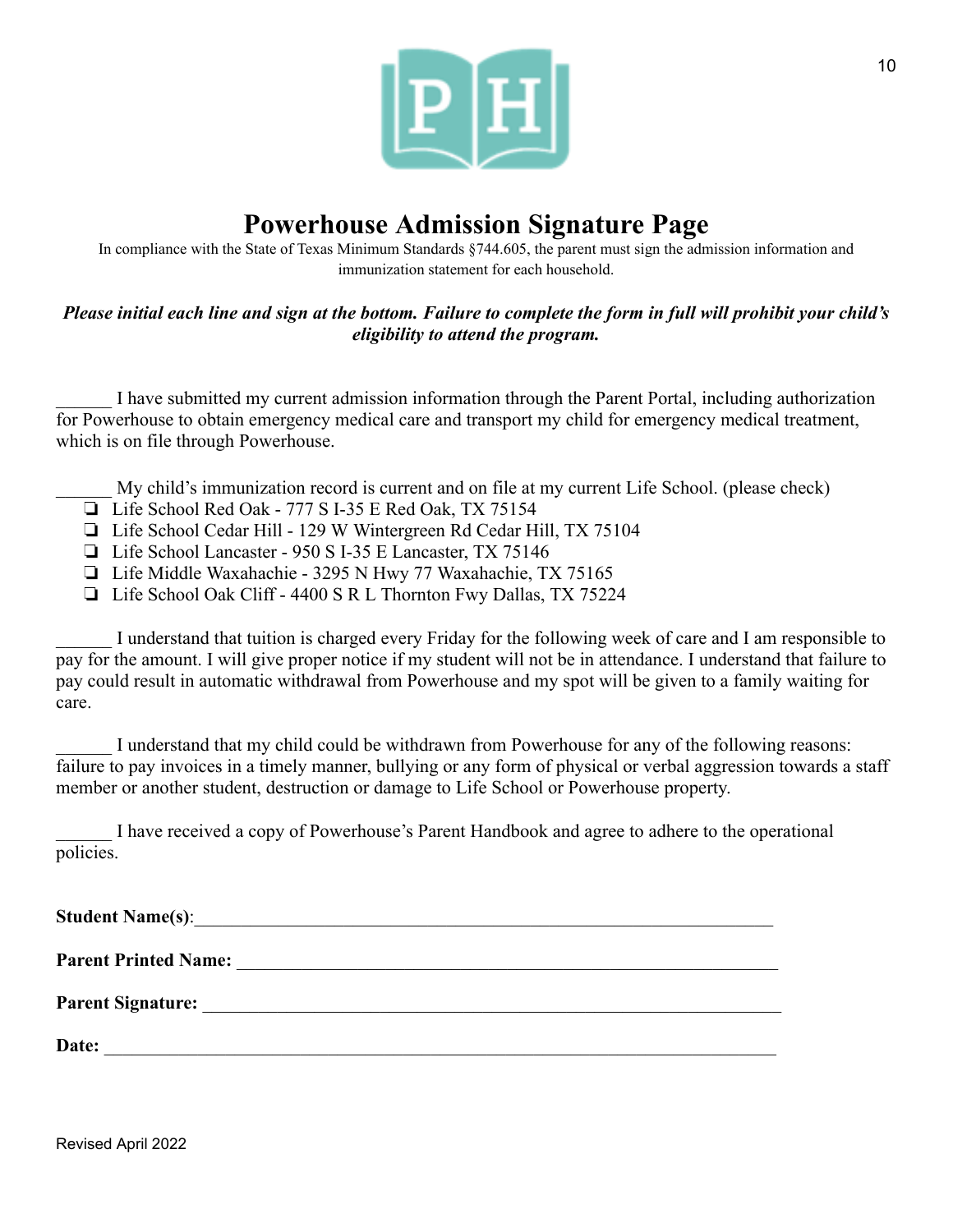# Powerhouse Admission Signature Page

In compliance with the State of Texas Minimum Standards §744.605, the parent must sign the admission information and immunization statement for each household.

***Please initial each line and sign at the bottom. Failure to complete the form in full will prohibit your child's eligibility to attend the program.***

______ I have submitted my current admission information through the Parent Portal, including authorization for Powerhouse to obtain emergency medical care and transport my child for emergency medical treatment, which is on file through Powerhouse.

______ My child's immunization record is current and on file at my current Life School. (please check)

- ❏ Life School Red Oak - 777 S I-35 E Red Oak, TX 75154
- ❏ Life School Cedar Hill - 129 W Wintergreen Rd Cedar Hill, TX 75104
- ❏ Life School Lancaster - 950 S I-35 E Lancaster, TX 75146
- ❏ Life Middle Waxahachie - 3295 N Hwy 77 Waxahachie, TX 75165
- ❏ Life School Oak Cliff - 4400 S R L Thornton Fwy Dallas, TX 75224

______ I understand that tuition is charged every Friday for the following week of care and I am responsible to pay for the amount. I will give proper notice if my student will not be in attendance. I understand that failure to pay could result in automatic withdrawal from Powerhouse and my spot will be given to a family waiting for care.

______ I understand that my child could be withdrawn from Powerhouse for any of the following reasons: failure to pay invoices in a timely manner, bullying or any form of physical or verbal aggression towards a staff member or another student, destruction or damage to Life School or Powerhouse property.

______ I have received a copy of Powerhouse's Parent Handbook and agree to adhere to the operational policies.

**Student Name(s)**:_______________________________________________________________

**Parent Printed Name:** ___________________________________________________________

**Parent Signature:** ______________________________________________________________

**Date:** _______________________________________________________________________

Revised April 2022